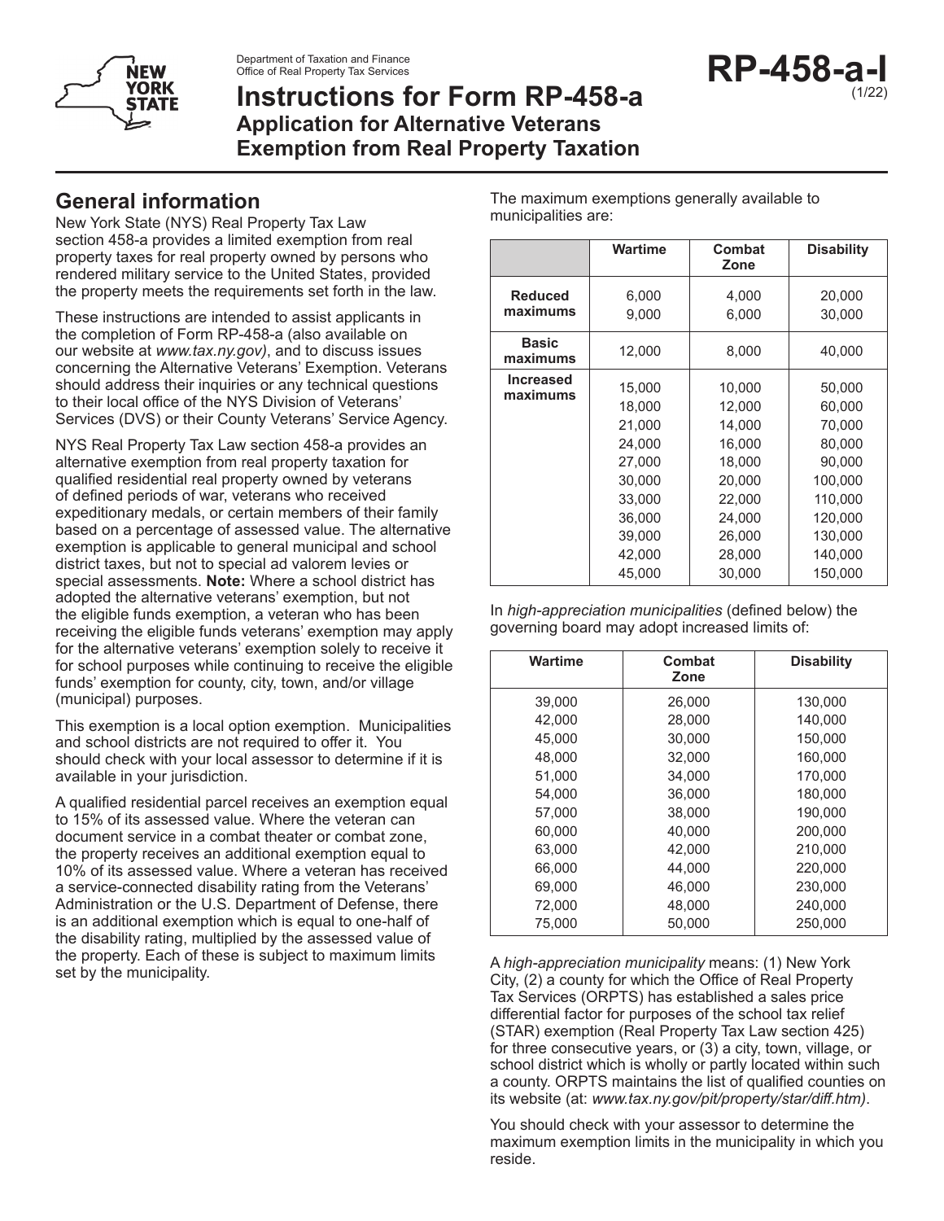Department of Taxation and Finance
Office of Real Property Tax Services

# Instructions for Form RP-458-a

## Application for Alternative Veterans Exemption from Real Property Taxation

**RP-458-a-I** (1/22)

## General information

New York State (NYS) Real Property Tax Law section 458-a provides a limited exemption from real property taxes for real property owned by persons who rendered military service to the United States, provided the property meets the requirements set forth in the law.

These instructions are intended to assist applicants in the completion of Form RP-458-a (also available on our website at *www.tax.ny.gov)*, and to discuss issues concerning the Alternative Veterans' Exemption. Veterans should address their inquiries or any technical questions to their local office of the NYS Division of Veterans' Services (DVS) or their County Veterans' Service Agency.

NYS Real Property Tax Law section 458-a provides an alternative exemption from real property taxation for qualified residential real property owned by veterans of defined periods of war, veterans who received expeditionary medals, or certain members of their family based on a percentage of assessed value. The alternative exemption is applicable to general municipal and school district taxes, but not to special ad valorem levies or special assessments. **Note:** Where a school district has adopted the alternative veterans' exemption, but not the eligible funds exemption, a veteran who has been receiving the eligible funds veterans' exemption may apply for the alternative veterans' exemption solely to receive it for school purposes while continuing to receive the eligible funds' exemption for county, city, town, and/or village (municipal) purposes.

This exemption is a local option exemption. Municipalities and school districts are not required to offer it. You should check with your local assessor to determine if it is available in your jurisdiction.

A qualified residential parcel receives an exemption equal to 15% of its assessed value. Where the veteran can document service in a combat theater or combat zone, the property receives an additional exemption equal to 10% of its assessed value. Where a veteran has received a service-connected disability rating from the Veterans' Administration or the U.S. Department of Defense, there is an additional exemption which is equal to one-half of the disability rating, multiplied by the assessed value of the property. Each of these is subject to maximum limits set by the municipality.

The maximum exemptions generally available to municipalities are:

| | Wartime | Combat Zone | Disability |
|---|---|---|---|
| **Reduced maximums** | 6,000 | 4,000 | 20,000 |
| | 9,000 | 6,000 | 30,000 |
| **Basic maximums** | 12,000 | 8,000 | 40,000 |
| **Increased maximums** | 15,000 | 10,000 | 50,000 |
| | 18,000 | 12,000 | 60,000 |
| | 21,000 | 14,000 | 70,000 |
| | 24,000 | 16,000 | 80,000 |
| | 27,000 | 18,000 | 90,000 |
| | 30,000 | 20,000 | 100,000 |
| | 33,000 | 22,000 | 110,000 |
| | 36,000 | 24,000 | 120,000 |
| | 39,000 | 26,000 | 130,000 |
| | 42,000 | 28,000 | 140,000 |
| | 45,000 | 30,000 | 150,000 |

In *high-appreciation municipalities* (defined below) the governing board may adopt increased limits of:

| Wartime | Combat Zone | Disability |
|---|---|---|
| 39,000 | 26,000 | 130,000 |
| 42,000 | 28,000 | 140,000 |
| 45,000 | 30,000 | 150,000 |
| 48,000 | 32,000 | 160,000 |
| 51,000 | 34,000 | 170,000 |
| 54,000 | 36,000 | 180,000 |
| 57,000 | 38,000 | 190,000 |
| 60,000 | 40,000 | 200,000 |
| 63,000 | 42,000 | 210,000 |
| 66,000 | 44,000 | 220,000 |
| 69,000 | 46,000 | 230,000 |
| 72,000 | 48,000 | 240,000 |
| 75,000 | 50,000 | 250,000 |

A *high-appreciation municipality* means: (1) New York City, (2) a county for which the Office of Real Property Tax Services (ORPTS) has established a sales price differential factor for purposes of the school tax relief (STAR) exemption (Real Property Tax Law section 425) for three consecutive years, or (3) a city, town, village, or school district which is wholly or partly located within such a county. ORPTS maintains the list of qualified counties on its website (at: *www.tax.ny.gov/pit/property/star/diff.htm)*.

You should check with your assessor to determine the maximum exemption limits in the municipality in which you reside.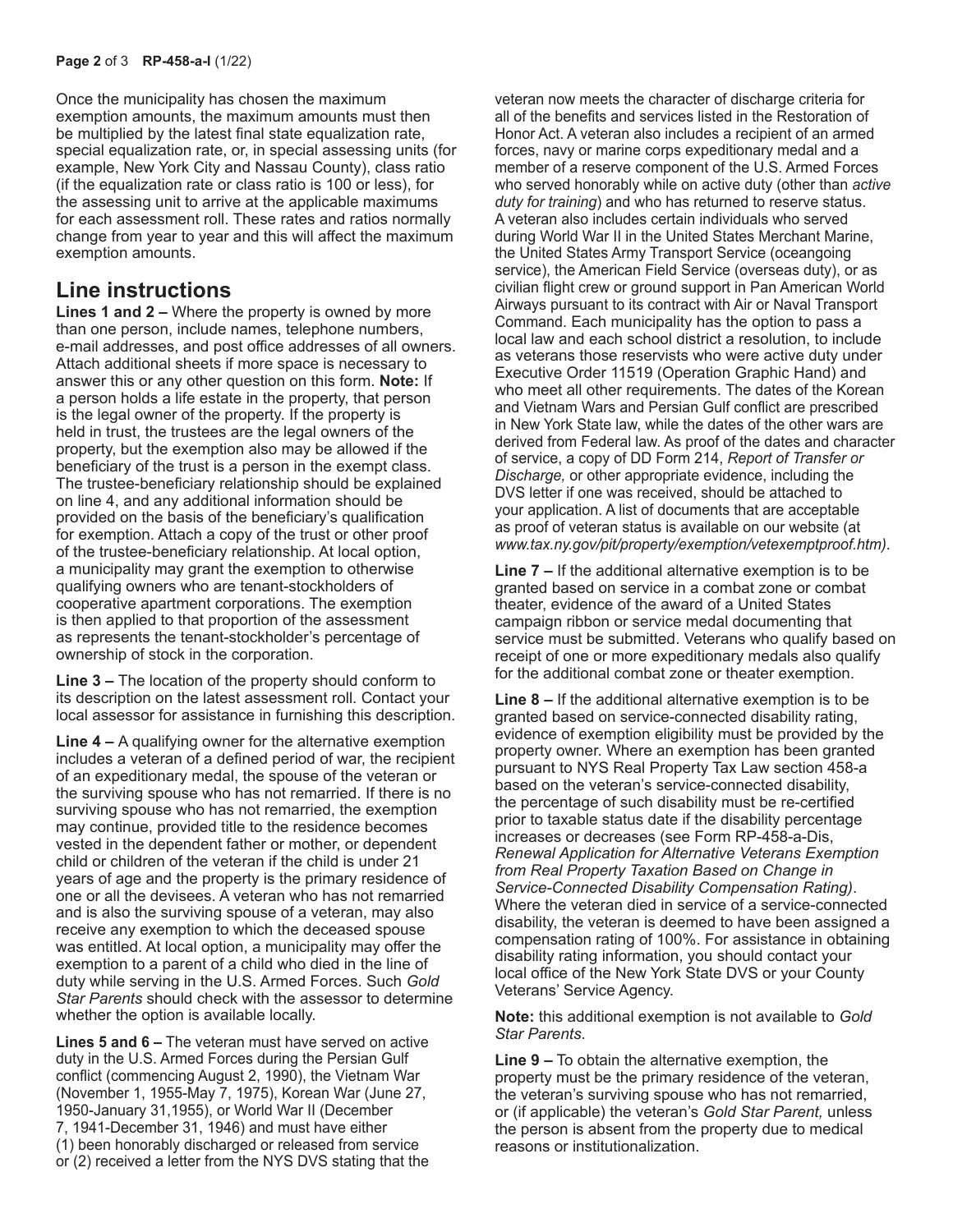Once the municipality has chosen the maximum exemption amounts, the maximum amounts must then be multiplied by the latest final state equalization rate, special equalization rate, or, in special assessing units (for example, New York City and Nassau County), class ratio (if the equalization rate or class ratio is 100 or less), for the assessing unit to arrive at the applicable maximums for each assessment roll. These rates and ratios normally change from year to year and this will affect the maximum exemption amounts.

## Line instructions

**Lines 1 and 2 –** Where the property is owned by more than one person, include names, telephone numbers, e-mail addresses, and post office addresses of all owners. Attach additional sheets if more space is necessary to answer this or any other question on this form. **Note:** If a person holds a life estate in the property, that person is the legal owner of the property. If the property is held in trust, the trustees are the legal owners of the property, but the exemption also may be allowed if the beneficiary of the trust is a person in the exempt class. The trustee-beneficiary relationship should be explained on line 4, and any additional information should be provided on the basis of the beneficiary's qualification for exemption. Attach a copy of the trust or other proof of the trustee-beneficiary relationship. At local option, a municipality may grant the exemption to otherwise qualifying owners who are tenant-stockholders of cooperative apartment corporations. The exemption is then applied to that proportion of the assessment as represents the tenant-stockholder's percentage of ownership of stock in the corporation.

**Line 3 –** The location of the property should conform to its description on the latest assessment roll. Contact your local assessor for assistance in furnishing this description.

**Line 4 –** A qualifying owner for the alternative exemption includes a veteran of a defined period of war, the recipient of an expeditionary medal, the spouse of the veteran or the surviving spouse who has not remarried. If there is no surviving spouse who has not remarried, the exemption may continue, provided title to the residence becomes vested in the dependent father or mother, or dependent child or children of the veteran if the child is under 21 years of age and the property is the primary residence of one or all the devisees. A veteran who has not remarried and is also the surviving spouse of a veteran, may also receive any exemption to which the deceased spouse was entitled. At local option, a municipality may offer the exemption to a parent of a child who died in the line of duty while serving in the U.S. Armed Forces. Such *Gold Star Parents* should check with the assessor to determine whether the option is available locally.

**Lines 5 and 6 –** The veteran must have served on active duty in the U.S. Armed Forces during the Persian Gulf conflict (commencing August 2, 1990), the Vietnam War (November 1, 1955-May 7, 1975), Korean War (June 27, 1950-January 31,1955), or World War II (December 7, 1941-December 31, 1946) and must have either (1) been honorably discharged or released from service or (2) received a letter from the NYS DVS stating that the veteran now meets the character of discharge criteria for all of the benefits and services listed in the Restoration of Honor Act. A veteran also includes a recipient of an armed forces, navy or marine corps expeditionary medal and a member of a reserve component of the U.S. Armed Forces who served honorably while on active duty (other than *active duty for training*) and who has returned to reserve status. A veteran also includes certain individuals who served during World War II in the United States Merchant Marine, the United States Army Transport Service (oceangoing service), the American Field Service (overseas duty), or as civilian flight crew or ground support in Pan American World Airways pursuant to its contract with Air or Naval Transport Command. Each municipality has the option to pass a local law and each school district a resolution, to include as veterans those reservists who were active duty under Executive Order 11519 (Operation Graphic Hand) and who meet all other requirements. The dates of the Korean and Vietnam Wars and Persian Gulf conflict are prescribed in New York State law, while the dates of the other wars are derived from Federal law. As proof of the dates and character of service, a copy of DD Form 214, *Report of Transfer or Discharge,* or other appropriate evidence, including the DVS letter if one was received, should be attached to your application. A list of documents that are acceptable as proof of veteran status is available on our website (at *www.tax.ny.gov/pit/property/exemption/vetexemptproof.htm)*.

**Line 7 –** If the additional alternative exemption is to be granted based on service in a combat zone or combat theater, evidence of the award of a United States campaign ribbon or service medal documenting that service must be submitted. Veterans who qualify based on receipt of one or more expeditionary medals also qualify for the additional combat zone or theater exemption.

**Line 8 –** If the additional alternative exemption is to be granted based on service-connected disability rating, evidence of exemption eligibility must be provided by the property owner. Where an exemption has been granted pursuant to NYS Real Property Tax Law section 458-a based on the veteran's service-connected disability, the percentage of such disability must be re-certified prior to taxable status date if the disability percentage increases or decreases (see Form RP-458-a-Dis, *Renewal Application for Alternative Veterans Exemption from Real Property Taxation Based on Change in Service-Connected Disability Compensation Rating)*. Where the veteran died in service of a service-connected disability, the veteran is deemed to have been assigned a compensation rating of 100%. For assistance in obtaining disability rating information, you should contact your local office of the New York State DVS or your County Veterans' Service Agency.

**Note:** this additional exemption is not available to *Gold Star Parents*.

**Line 9 –** To obtain the alternative exemption, the property must be the primary residence of the veteran, the veteran's surviving spouse who has not remarried, or (if applicable) the veteran's *Gold Star Parent,* unless the person is absent from the property due to medical reasons or institutionalization.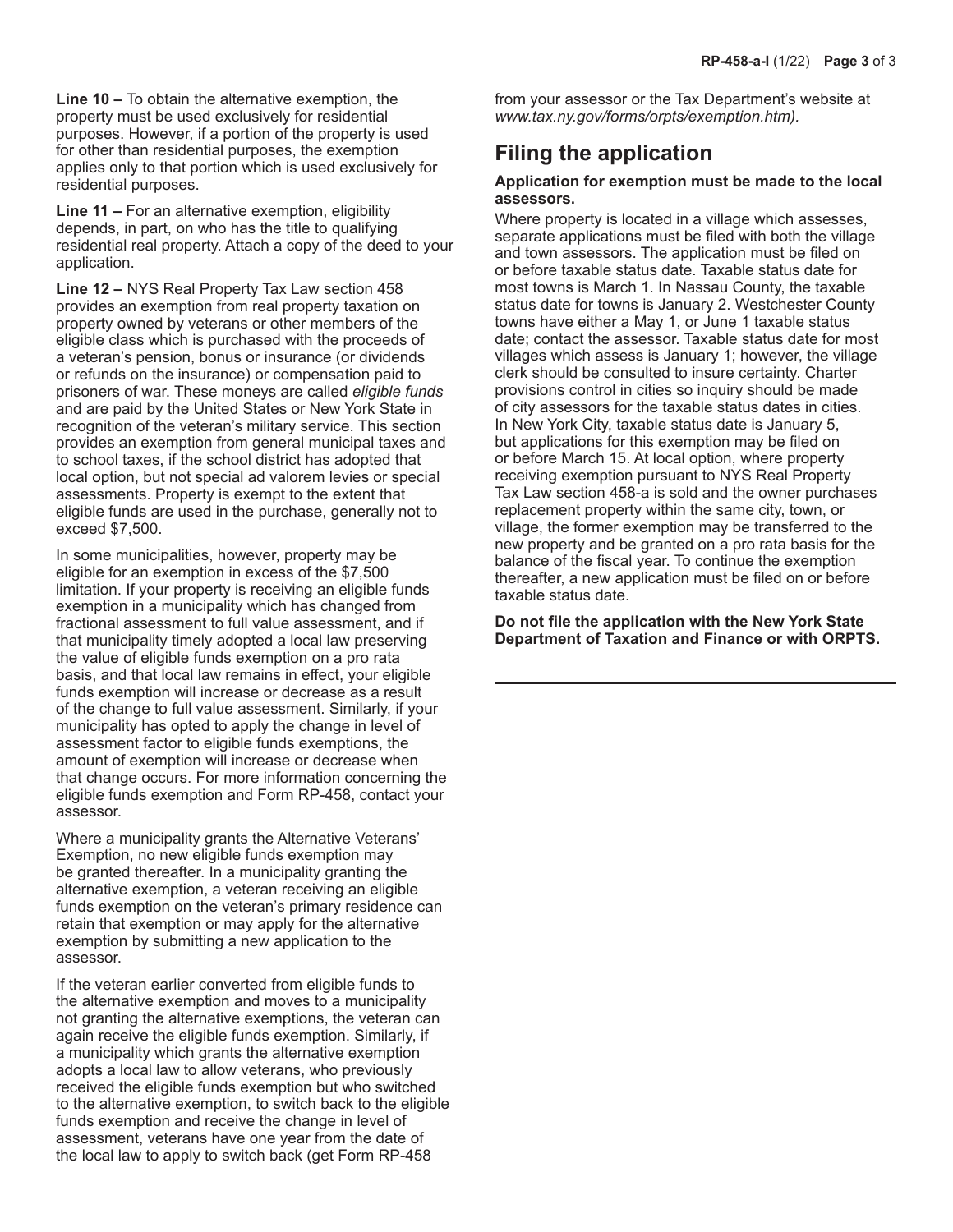**Line 10 –** To obtain the alternative exemption, the property must be used exclusively for residential purposes. However, if a portion of the property is used for other than residential purposes, the exemption applies only to that portion which is used exclusively for residential purposes.

**Line 11 –** For an alternative exemption, eligibility depends, in part, on who has the title to qualifying residential real property. Attach a copy of the deed to your application.

**Line 12 –** NYS Real Property Tax Law section 458 provides an exemption from real property taxation on property owned by veterans or other members of the eligible class which is purchased with the proceeds of a veteran's pension, bonus or insurance (or dividends or refunds on the insurance) or compensation paid to prisoners of war. These moneys are called *eligible funds* and are paid by the United States or New York State in recognition of the veteran's military service. This section provides an exemption from general municipal taxes and to school taxes, if the school district has adopted that local option, but not special ad valorem levies or special assessments. Property is exempt to the extent that eligible funds are used in the purchase, generally not to exceed $7,500.

In some municipalities, however, property may be eligible for an exemption in excess of the $7,500 limitation. If your property is receiving an eligible funds exemption in a municipality which has changed from fractional assessment to full value assessment, and if that municipality timely adopted a local law preserving the value of eligible funds exemption on a pro rata basis, and that local law remains in effect, your eligible funds exemption will increase or decrease as a result of the change to full value assessment. Similarly, if your municipality has opted to apply the change in level of assessment factor to eligible funds exemptions, the amount of exemption will increase or decrease when that change occurs. For more information concerning the eligible funds exemption and Form RP-458, contact your assessor.

Where a municipality grants the Alternative Veterans' Exemption, no new eligible funds exemption may be granted thereafter. In a municipality granting the alternative exemption, a veteran receiving an eligible funds exemption on the veteran's primary residence can retain that exemption or may apply for the alternative exemption by submitting a new application to the assessor.

If the veteran earlier converted from eligible funds to the alternative exemption and moves to a municipality not granting the alternative exemptions, the veteran can again receive the eligible funds exemption. Similarly, if a municipality which grants the alternative exemption adopts a local law to allow veterans, who previously received the eligible funds exemption but who switched to the alternative exemption, to switch back to the eligible funds exemption and receive the change in level of assessment, veterans have one year from the date of the local law to apply to switch back (get Form RP-458 from your assessor or the Tax Department's website at *www.tax.ny.gov/forms/orpts/exemption.htm).*

## Filing the application

**Application for exemption must be made to the local assessors.**

Where property is located in a village which assesses, separate applications must be filed with both the village and town assessors. The application must be filed on or before taxable status date. Taxable status date for most towns is March 1. In Nassau County, the taxable status date for towns is January 2. Westchester County towns have either a May 1, or June 1 taxable status date; contact the assessor. Taxable status date for most villages which assess is January 1; however, the village clerk should be consulted to insure certainty. Charter provisions control in cities so inquiry should be made of city assessors for the taxable status dates in cities. In New York City, taxable status date is January 5, but applications for this exemption may be filed on or before March 15. At local option, where property receiving exemption pursuant to NYS Real Property Tax Law section 458-a is sold and the owner purchases replacement property within the same city, town, or village, the former exemption may be transferred to the new property and be granted on a pro rata basis for the balance of the fiscal year. To continue the exemption thereafter, a new application must be filed on or before taxable status date.

**Do not file the application with the New York State Department of Taxation and Finance or with ORPTS.**